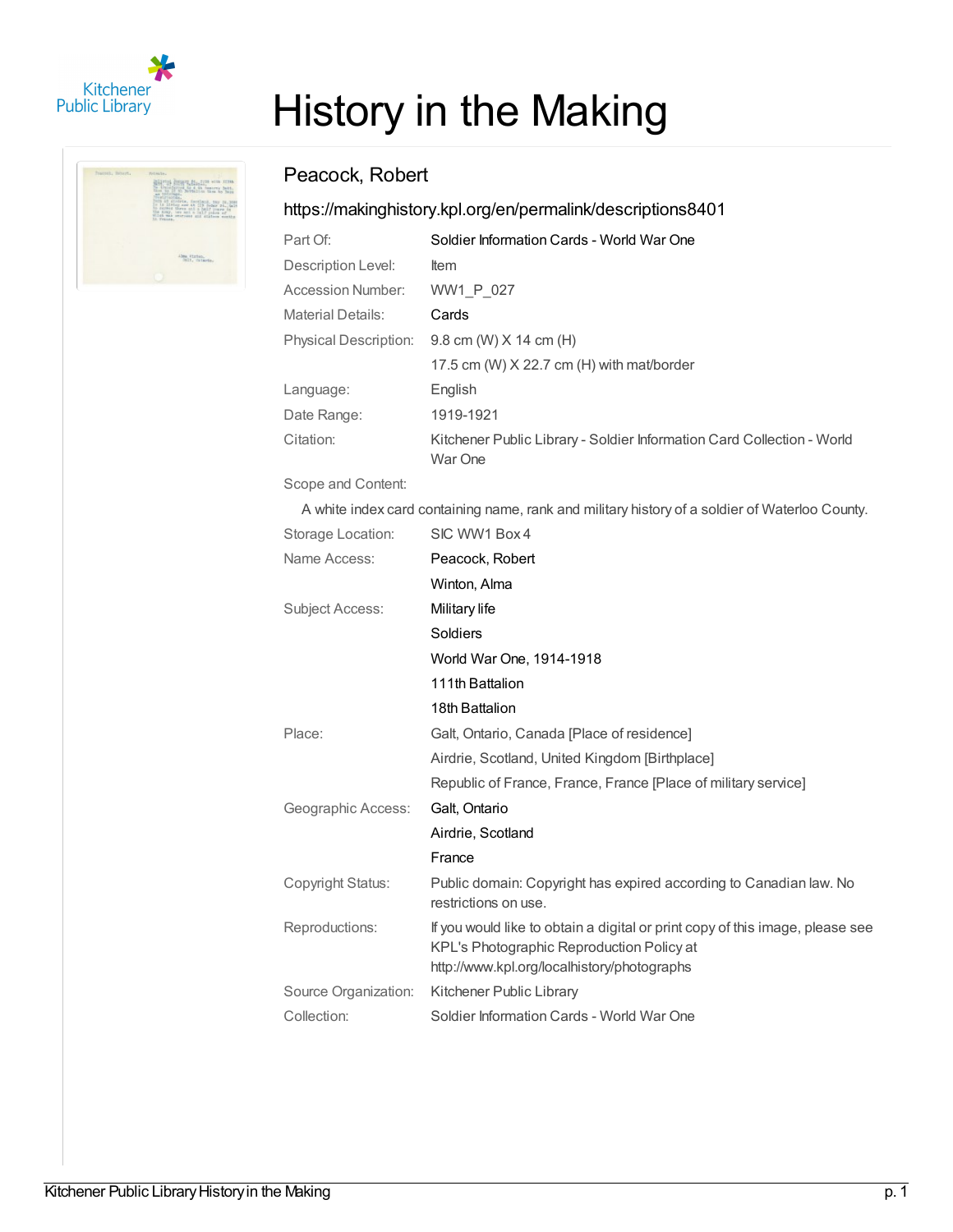Kitchener Public Library

# History in the Making

## Peacock, Robert

https://makinghistory.kpl.org/en/permalink/descriptions8401

| | |
|---|---|
| Part Of: | Soldier Information Cards - World War One |
| Description Level: | Item |
| Accession Number: | WW1_P_027 |
| Material Details: | Cards |
| Physical Description: | 9.8 cm (W) X 14 cm (H) |
| | 17.5 cm (W) X 22.7 cm (H) with mat/border |
| Language: | English |
| Date Range: | 1919-1921 |
| Citation: | Kitchener Public Library - Soldier Information Card Collection - World War One |

Scope and Content:

A white index card containing name, rank and military history of a soldier of Waterloo County.

| | |
|---|---|
| Storage Location: | SIC WW1 Box 4 |
| Name Access: | Peacock, Robert |
| | Winton, Alma |
| Subject Access: | Military life |
| | Soldiers |
| | World War One, 1914-1918 |
| | 111th Battalion |
| | 18th Battalion |
| Place: | Galt, Ontario, Canada [Place of residence] |
| | Airdrie, Scotland, United Kingdom [Birthplace] |
| | Republic of France, France, France [Place of military service] |
| Geographic Access: | Galt, Ontario |
| | Airdrie, Scotland |
| | France |
| Copyright Status: | Public domain: Copyright has expired according to Canadian law. No restrictions on use. |
| Reproductions: | If you would like to obtain a digital or print copy of this image, please see KPL's Photographic Reproduction Policy at http://www.kpl.org/localhistory/photographs |
| Source Organization: | Kitchener Public Library |
| Collection: | Soldier Information Cards - World War One |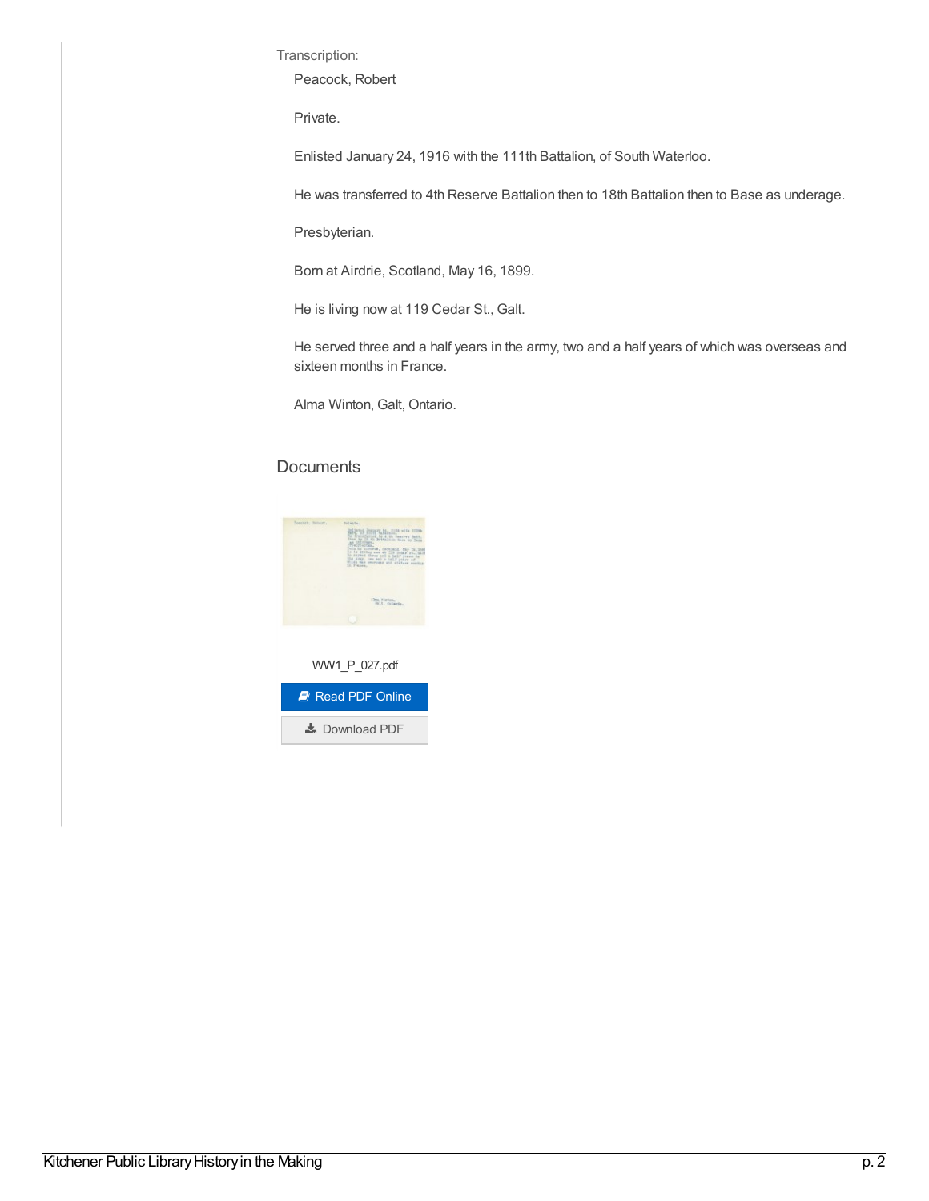Transcription:

Peacock, Robert

Private.

Enlisted January 24, 1916 with the 111th Battalion, of South Waterloo.

He was transferred to 4th Reserve Battalion then to 18th Battalion then to Base as underage.

Presbyterian.

Born at Airdrie, Scotland, May 16, 1899.

He is living now at 119 Cedar St., Galt.

He served three and a half years in the army, two and a half years of which was overseas and sixteen months in France.

Alma Winton, Galt, Ontario.

## Documents

WW1_P_027.pdf

Read PDF Online

Download PDF